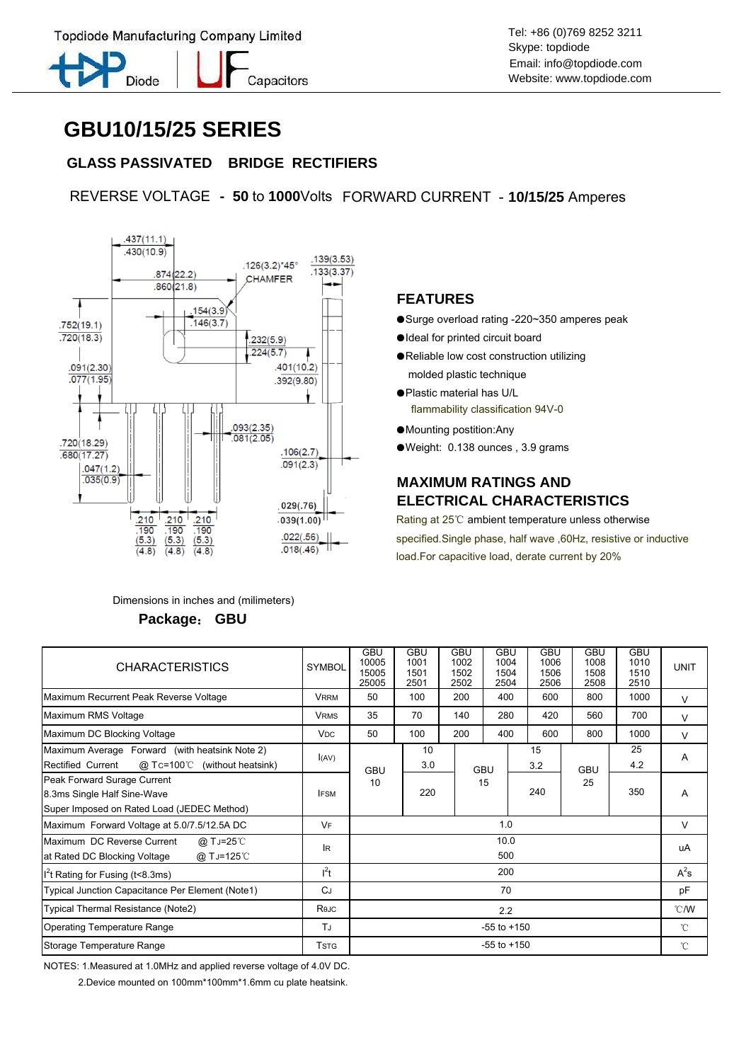Topdiode Manufacturing Company Limited

Diode | Capacitors

Tel: +86 (0)769 8252 3211
Skype: topdiode
Email: info@topdiode.com
Website: www.topdiode.com

# GBU10/15/25 SERIES

## GLASS PASSIVATED BRIDGE RECTIFIERS

REVERSE VOLTAGE - **50** to **1000**Volts FORWARD CURRENT - **10/15/25** Amperes

Dimensions in inches and (milimeters)

**Package: GBU**

## FEATURES

- Surge overload rating -220~350 amperes peak
- Ideal for printed circuit board
- Reliable low cost construction utilizing molded plastic technique
- Plastic material has U/L flammability classification 94V-0
- Mounting postition:Any
- Weight: 0.138 ounces , 3.9 grams

## MAXIMUM RATINGS AND ELECTRICAL CHARACTERISTICS

Rating at 25℃ ambient temperature unless otherwise specified.Single phase, half wave ,60Hz, resistive or inductive load.For capacitive load, derate current by 20%

| CHARACTERISTICS | SYMBOL | GBU 10005 15005 25005 | GBU 1001 1501 2501 | GBU 1002 1502 2502 | GBU 1004 1504 2504 | GBU 1006 1506 2506 | GBU 1008 1508 2508 | GBU 1010 1510 2510 | UNIT |
|---|---|---|---|---|---|---|---|---|---|
| Maximum Recurrent Peak Reverse Voltage | $V_{RRM}$ | 50 | 100 | 200 | 400 | 600 | 800 | 1000 | V |
| Maximum RMS Voltage | $V_{RMS}$ | 35 | 70 | 140 | 280 | 420 | 560 | 700 | V |
| Maximum DC Blocking Voltage | $V_{DC}$ | 50 | 100 | 200 | 400 | 600 | 800 | 1000 | V |
| Maximum Average Forward (with heatsink Note 2) Rectified Current @ $T_C$=100℃ (without heatsink) | $I_{(AV)}$ | GBU 10 | 10 / 3.0 | GBU 15 | 15 / 3.2 | | GBU 25 | 25 / 4.2 | A |
| Peak Forward Surage Current 8.3ms Single Half Sine-Wave Super Imposed on Rated Load (JEDEC Method) | $I_{FSM}$ | GBU 10 | 220 | GBU 15 | 240 | | GBU 25 | 350 | A |
| Maximum Forward Voltage at 5.0/7.5/12.5A DC | $V_F$ | 1.0 | | | | | | | V |
| Maximum DC Reverse Current @ $T_J$=25℃ at Rated DC Blocking Voltage @ $T_J$=125℃ | $I_R$ | 10.0 / 500 | | | | | | | uA |
| $I^2t$ Rating for Fusing (t<8.3ms) | $I^2t$ | 200 | | | | | | | $A^2s$ |
| Typical Junction Capacitance Per Element (Note1) | $C_J$ | 70 | | | | | | | pF |
| Typical Thermal Resistance (Note2) | $R_{θJC}$ | 2.2 | | | | | | | ℃/W |
| Operating Temperature Range | $T_J$ | -55 to +150 | | | | | | | ℃ |
| Storage Temperature Range | $T_{STG}$ | -55 to +150 | | | | | | | ℃ |

NOTES: 1.Measured at 1.0MHz and applied reverse voltage of 4.0V DC.

2.Device mounted on 100mm*100mm*1.6mm cu plate heatsink.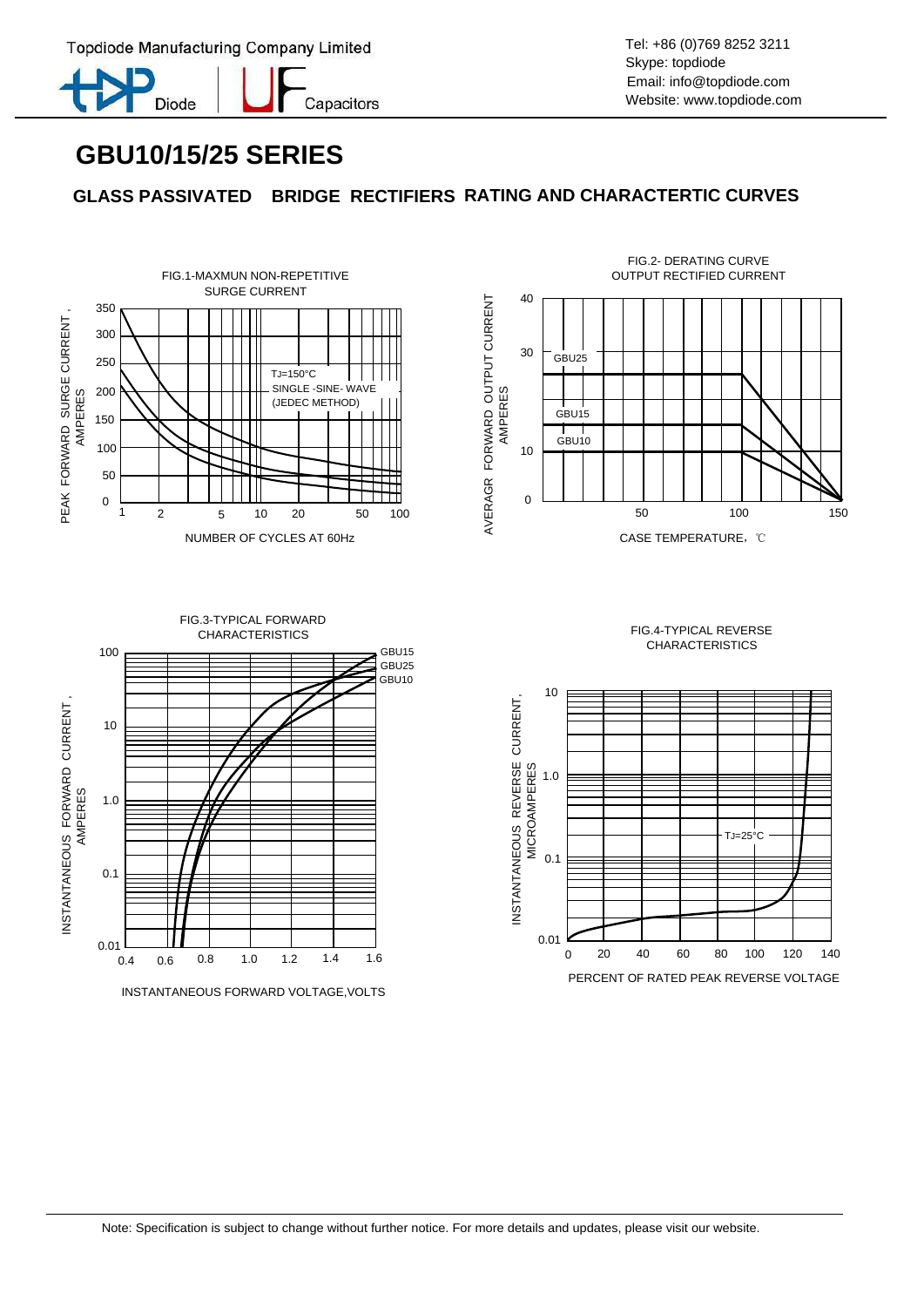Topdiode Manufacturing Company Limited

Diode | Capacitors

Tel: +86 (0)769 8252 3211
Skype: topdiode
Email: info@topdiode.com
Website: www.topdiode.com

# GBU10/15/25 SERIES

## GLASS PASSIVATED BRIDGE RECTIFIERS RATING AND CHARACTERTIC CURVES

FIG.1-MAXMUN NON-REPETITIVE SURGE CURRENT

PEAK FORWARD SURGE CURRENT, AMPERES

350
300
250
200
150
100
50
0

TJ=150°C
SINGLE -SINE- WAVE
(JEDEC METHOD)

1 2 5 10 20 50 100

NUMBER OF CYCLES AT 60Hz

FIG.2- DERATING CURVE OUTPUT RECTIFIED CURRENT

AVERAGR FORWARD OUTPUT CURRENT AMPERES

40
30
10
0

GBU25
GBU15
GBU10

50 100 150

CASE TEMPERATURE, ℃

FIG.3-TYPICAL FORWARD CHARACTERISTICS

INSTANTANEOUS FORWARD CURRENT, AMPERES

100
10
1.0
0.1
0.01

GBU15
GBU25
GBU10

0.4 0.6 0.8 1.0 1.2 1.4 1.6

INSTANTANEOUS FORWARD VOLTAGE,VOLTS

FIG.4-TYPICAL REVERSE CHARACTERISTICS

INSTANTANEOUS REVERSE CURRENT, MICROAMPERES

10
1.0
0.1
0.01

TJ=25°C

0 20 40 60 80 100 120 140

PERCENT OF RATED PEAK REVERSE VOLTAGE

Note: Specification is subject to change without further notice. For more details and updates, please visit our website.